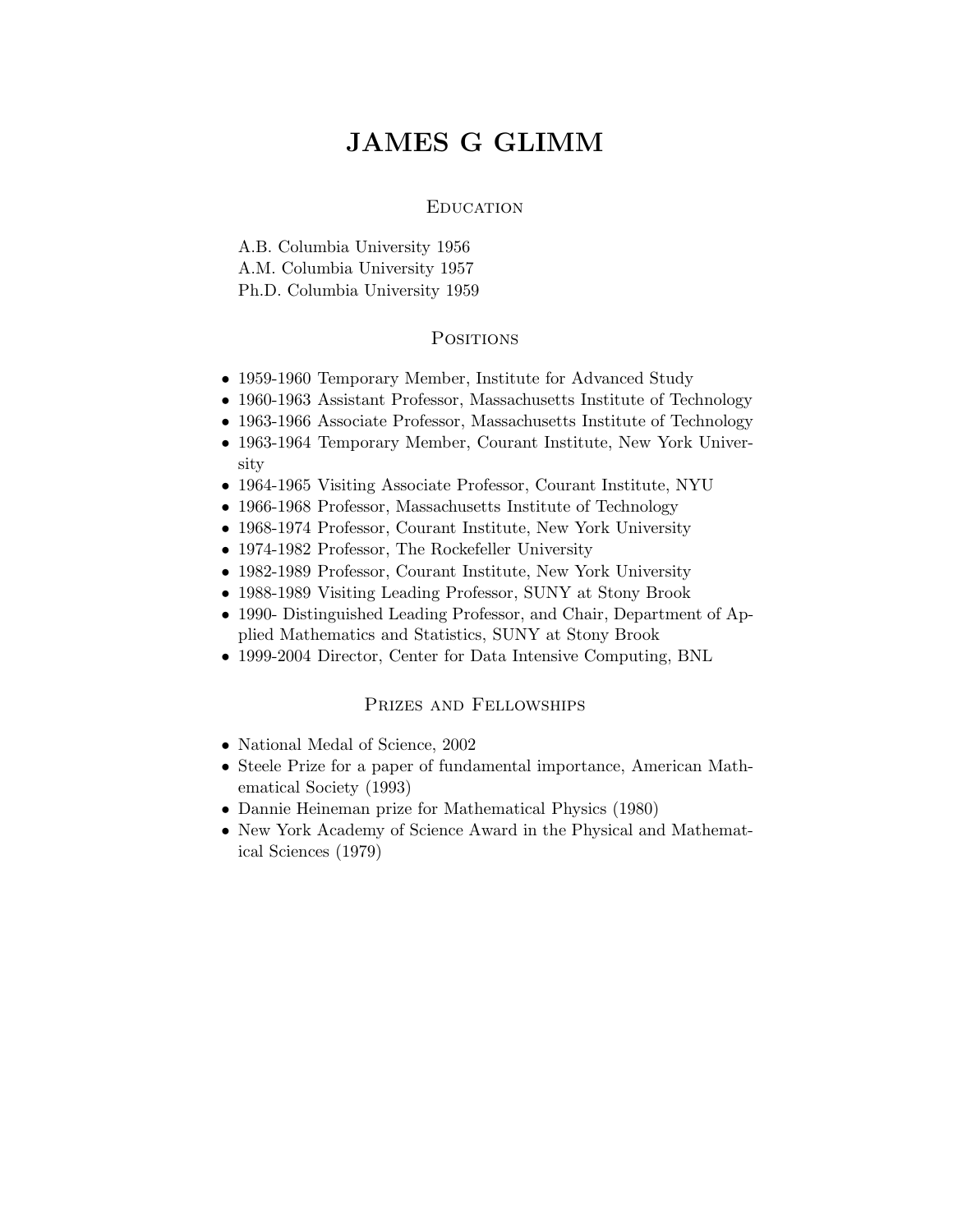# JAMES G GLIMM

## Education

A.B. Columbia University 1956
A.M. Columbia University 1957
Ph.D. Columbia University 1959

## Positions

- 1959-1960 Temporary Member, Institute for Advanced Study
- 1960-1963 Assistant Professor, Massachusetts Institute of Technology
- 1963-1966 Associate Professor, Massachusetts Institute of Technology
- 1963-1964 Temporary Member, Courant Institute, New York University
- 1964-1965 Visiting Associate Professor, Courant Institute, NYU
- 1966-1968 Professor, Massachusetts Institute of Technology
- 1968-1974 Professor, Courant Institute, New York University
- 1974-1982 Professor, The Rockefeller University
- 1982-1989 Professor, Courant Institute, New York University
- 1988-1989 Visiting Leading Professor, SUNY at Stony Brook
- 1990- Distinguished Leading Professor, and Chair, Department of Applied Mathematics and Statistics, SUNY at Stony Brook
- 1999-2004 Director, Center for Data Intensive Computing, BNL

## Prizes and Fellowships

- National Medal of Science, 2002
- Steele Prize for a paper of fundamental importance, American Mathematical Society (1993)
- Dannie Heineman prize for Mathematical Physics (1980)
- New York Academy of Science Award in the Physical and Mathematical Sciences (1979)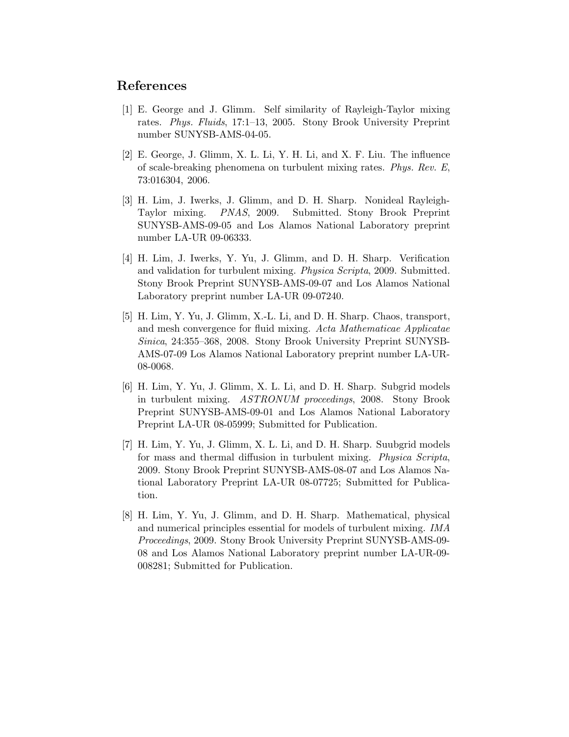## References

[1] E. George and J. Glimm. Self similarity of Rayleigh-Taylor mixing rates. *Phys. Fluids*, 17:1–13, 2005. Stony Brook University Preprint number SUNYSB-AMS-04-05.

[2] E. George, J. Glimm, X. L. Li, Y. H. Li, and X. F. Liu. The influence of scale-breaking phenomena on turbulent mixing rates. *Phys. Rev. E*, 73:016304, 2006.

[3] H. Lim, J. Iwerks, J. Glimm, and D. H. Sharp. Nonideal Rayleigh-Taylor mixing. *PNAS*, 2009. Submitted. Stony Brook Preprint SUNYSB-AMS-09-05 and Los Alamos National Laboratory preprint number LA-UR 09-06333.

[4] H. Lim, J. Iwerks, Y. Yu, J. Glimm, and D. H. Sharp. Verification and validation for turbulent mixing. *Physica Scripta*, 2009. Submitted. Stony Brook Preprint SUNYSB-AMS-09-07 and Los Alamos National Laboratory preprint number LA-UR 09-07240.

[5] H. Lim, Y. Yu, J. Glimm, X.-L. Li, and D. H. Sharp. Chaos, transport, and mesh convergence for fluid mixing. *Acta Mathematicae Applicatae Sinica*, 24:355–368, 2008. Stony Brook University Preprint SUNYSB-AMS-07-09 Los Alamos National Laboratory preprint number LA-UR-08-0068.

[6] H. Lim, Y. Yu, J. Glimm, X. L. Li, and D. H. Sharp. Subgrid models in turbulent mixing. *ASTRONUM proceedings*, 2008. Stony Brook Preprint SUNYSB-AMS-09-01 and Los Alamos National Laboratory Preprint LA-UR 08-05999; Submitted for Publication.

[7] H. Lim, Y. Yu, J. Glimm, X. L. Li, and D. H. Sharp. Suubgrid models for mass and thermal diffusion in turbulent mixing. *Physica Scripta*, 2009. Stony Brook Preprint SUNYSB-AMS-08-07 and Los Alamos National Laboratory Preprint LA-UR 08-07725; Submitted for Publication.

[8] H. Lim, Y. Yu, J. Glimm, and D. H. Sharp. Mathematical, physical and numerical principles essential for models of turbulent mixing. *IMA Proceedings*, 2009. Stony Brook University Preprint SUNYSB-AMS-09-08 and Los Alamos National Laboratory preprint number LA-UR-09-008281; Submitted for Publication.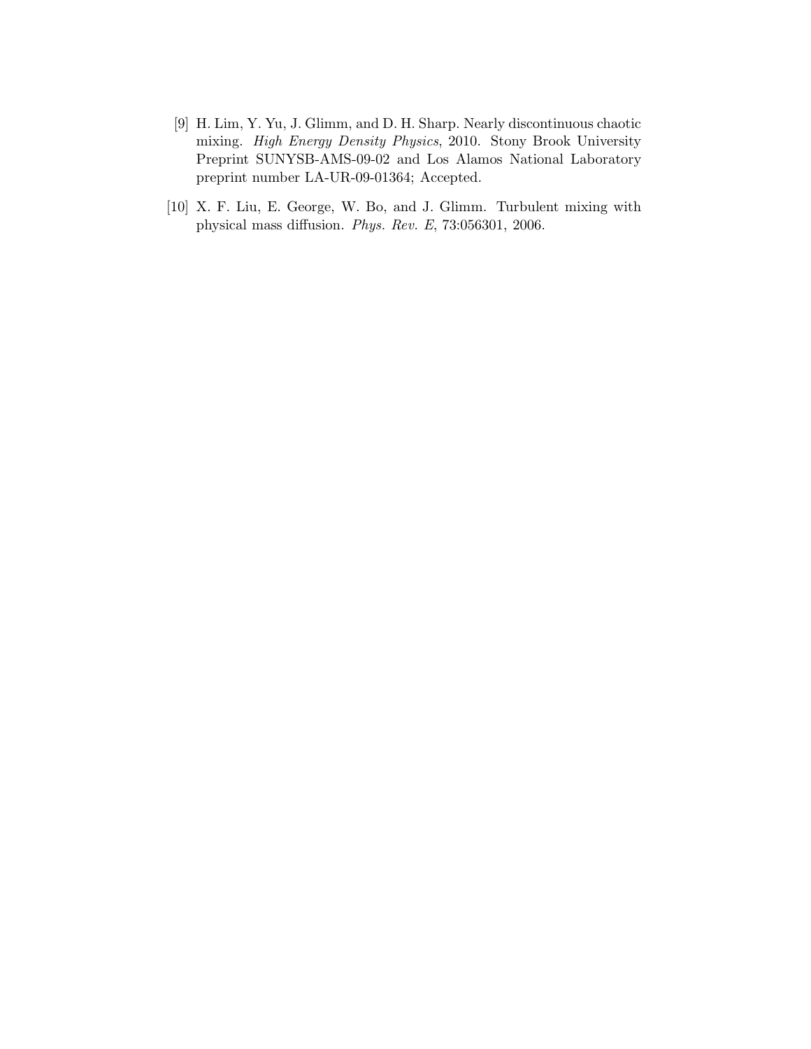[9] H. Lim, Y. Yu, J. Glimm, and D. H. Sharp. Nearly discontinuous chaotic mixing. *High Energy Density Physics*, 2010. Stony Brook University Preprint SUNYSB-AMS-09-02 and Los Alamos National Laboratory preprint number LA-UR-09-01364; Accepted.

[10] X. F. Liu, E. George, W. Bo, and J. Glimm. Turbulent mixing with physical mass diffusion. *Phys. Rev. E*, 73:056301, 2006.